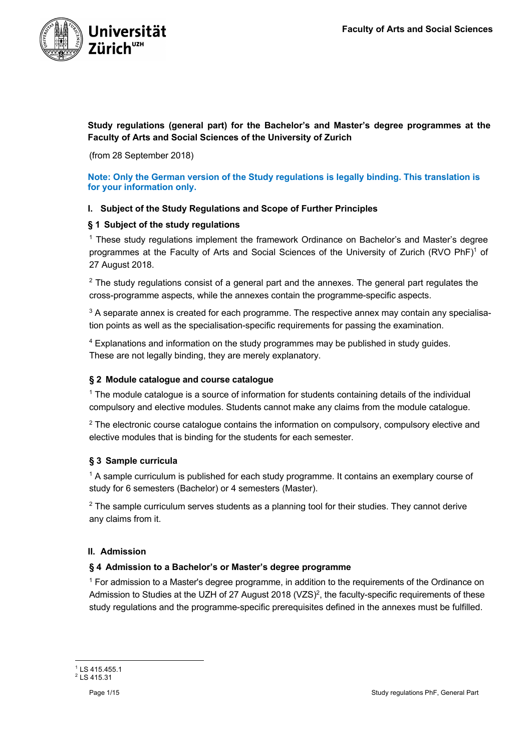**Faculty of Arts and Social Sciences**

# Study regulations (general part) for the Bachelor's and Master's degree programmes at the Faculty of Arts and Social Sciences of the University of Zurich

(from 28 September 2018)

**Note: Only the German version of the Study regulations is legally binding. This translation is for your information only.**

## I. Subject of the Study Regulations and Scope of Further Principles

### § 1 Subject of the study regulations

[1] These study regulations implement the framework Ordinance on Bachelor's and Master's degree programmes at the Faculty of Arts and Social Sciences of the University of Zurich (RVO PhF)[1] of 27 August 2018.

[2] The study regulations consist of a general part and the annexes. The general part regulates the cross-programme aspects, while the annexes contain the programme-specific aspects.

[3] A separate annex is created for each programme. The respective annex may contain any specialisation points as well as the specialisation-specific requirements for passing the examination.

[4] Explanations and information on the study programmes may be published in study guides. These are not legally binding, they are merely explanatory.

### § 2 Module catalogue and course catalogue

[1] The module catalogue is a source of information for students containing details of the individual compulsory and elective modules. Students cannot make any claims from the module catalogue.

[2] The electronic course catalogue contains the information on compulsory, compulsory elective and elective modules that is binding for the students for each semester.

### § 3 Sample curricula

[1] A sample curriculum is published for each study programme. It contains an exemplary course of study for 6 semesters (Bachelor) or 4 semesters (Master).

[2] The sample curriculum serves students as a planning tool for their studies. They cannot derive any claims from it.

## II. Admission

### § 4 Admission to a Bachelor's or Master's degree programme

[1] For admission to a Master's degree programme, in addition to the requirements of the Ordinance on Admission to Studies at the UZH of 27 August 2018 (VZS)[2], the faculty-specific requirements of these study regulations and the programme-specific prerequisites defined in the annexes must be fulfilled.

---

[1] LS 415.455.1
[2] LS 415.31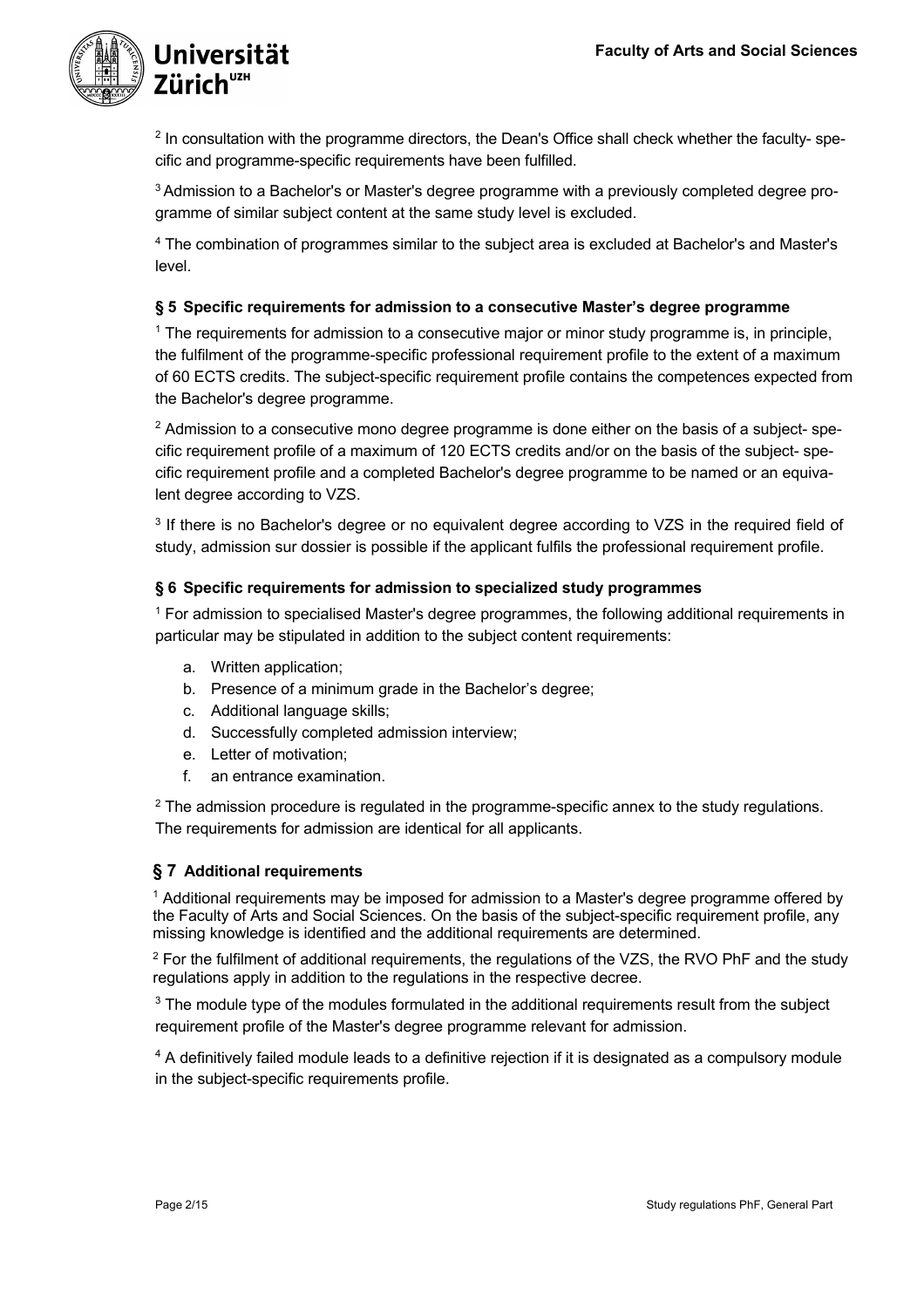[2] In consultation with the programme directors, the Dean's Office shall check whether the faculty- specific and programme-specific requirements have been fulfilled.

[3] Admission to a Bachelor's or Master's degree programme with a previously completed degree programme of similar subject content at the same study level is excluded.

[4] The combination of programmes similar to the subject area is excluded at Bachelor's and Master's level.

### § 5 Specific requirements for admission to a consecutive Master's degree programme

[1] The requirements for admission to a consecutive major or minor study programme is, in principle, the fulfilment of the programme-specific professional requirement profile to the extent of a maximum of 60 ECTS credits. The subject-specific requirement profile contains the competences expected from the Bachelor's degree programme.

[2] Admission to a consecutive mono degree programme is done either on the basis of a subject- specific requirement profile of a maximum of 120 ECTS credits and/or on the basis of the subject- specific requirement profile and a completed Bachelor's degree programme to be named or an equivalent degree according to VZS.

[3] If there is no Bachelor's degree or no equivalent degree according to VZS in the required field of study, admission sur dossier is possible if the applicant fulfils the professional requirement profile.

### § 6 Specific requirements for admission to specialized study programmes

[1] For admission to specialised Master's degree programmes, the following additional requirements in particular may be stipulated in addition to the subject content requirements:

a. Written application;
b. Presence of a minimum grade in the Bachelor's degree;
c. Additional language skills;
d. Successfully completed admission interview;
e. Letter of motivation;
f. an entrance examination.

[2] The admission procedure is regulated in the programme-specific annex to the study regulations. The requirements for admission are identical for all applicants.

### § 7 Additional requirements

[1] Additional requirements may be imposed for admission to a Master's degree programme offered by the Faculty of Arts and Social Sciences. On the basis of the subject-specific requirement profile, any missing knowledge is identified and the additional requirements are determined.

[2] For the fulfilment of additional requirements, the regulations of the VZS, the RVO PhF and the study regulations apply in addition to the regulations in the respective decree.

[3] The module type of the modules formulated in the additional requirements result from the subject requirement profile of the Master's degree programme relevant for admission.

[4] A definitively failed module leads to a definitive rejection if it is designated as a compulsory module in the subject-specific requirements profile.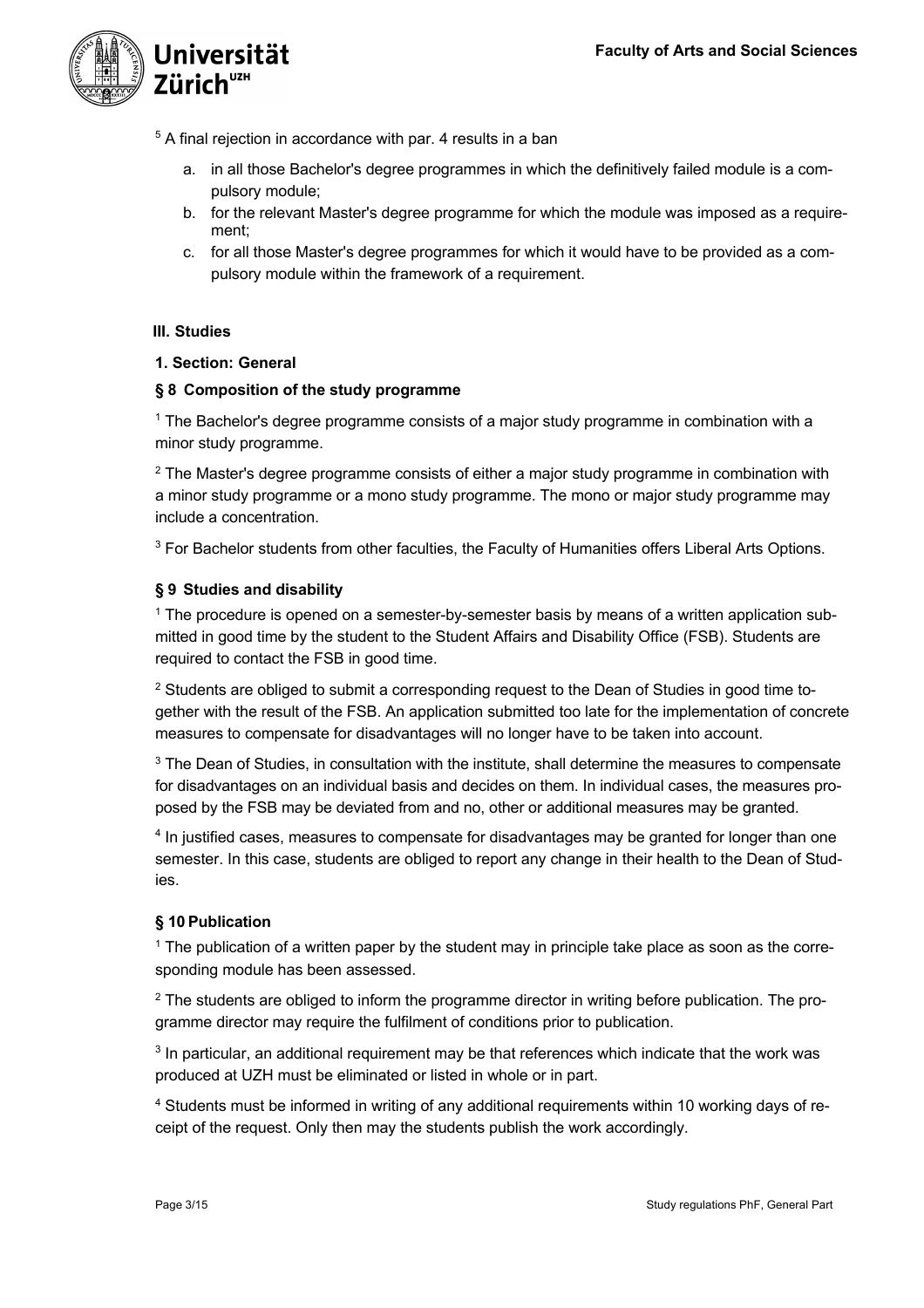[5] A final rejection in accordance with par. 4 results in a ban

a. in all those Bachelor's degree programmes in which the definitively failed module is a compulsory module;
b. for the relevant Master's degree programme for which the module was imposed as a requirement;
c. for all those Master's degree programmes for which it would have to be provided as a compulsory module within the framework of a requirement.

## III. Studies

### 1. Section: General

### § 8 Composition of the study programme

[1] The Bachelor's degree programme consists of a major study programme in combination with a minor study programme.

[2] The Master's degree programme consists of either a major study programme in combination with a minor study programme or a mono study programme. The mono or major study programme may include a concentration.

[3] For Bachelor students from other faculties, the Faculty of Humanities offers Liberal Arts Options.

### § 9 Studies and disability

[1] The procedure is opened on a semester-by-semester basis by means of a written application submitted in good time by the student to the Student Affairs and Disability Office (FSB). Students are required to contact the FSB in good time.

[2] Students are obliged to submit a corresponding request to the Dean of Studies in good time together with the result of the FSB. An application submitted too late for the implementation of concrete measures to compensate for disadvantages will no longer have to be taken into account.

[3] The Dean of Studies, in consultation with the institute, shall determine the measures to compensate for disadvantages on an individual basis and decides on them. In individual cases, the measures proposed by the FSB may be deviated from and no, other or additional measures may be granted.

[4] In justified cases, measures to compensate for disadvantages may be granted for longer than one semester. In this case, students are obliged to report any change in their health to the Dean of Studies.

### § 10 Publication

[1] The publication of a written paper by the student may in principle take place as soon as the corresponding module has been assessed.

[2] The students are obliged to inform the programme director in writing before publication. The programme director may require the fulfilment of conditions prior to publication.

[3] In particular, an additional requirement may be that references which indicate that the work was produced at UZH must be eliminated or listed in whole or in part.

[4] Students must be informed in writing of any additional requirements within 10 working days of receipt of the request. Only then may the students publish the work accordingly.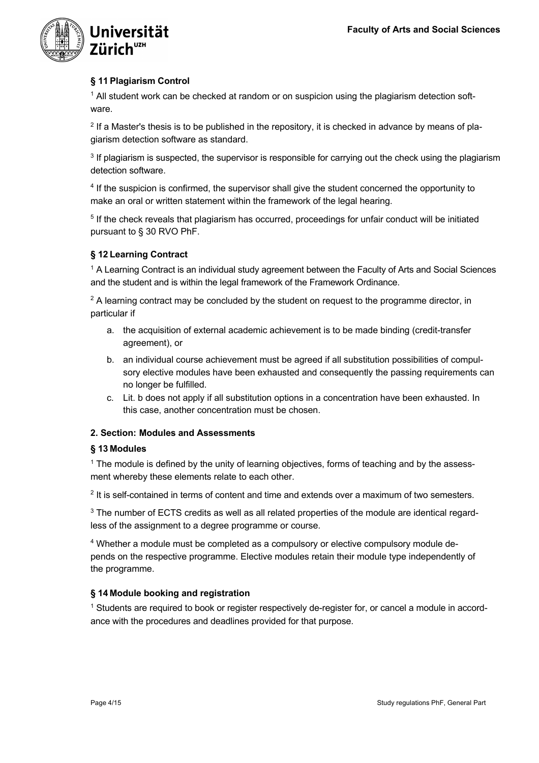### § 11 Plagiarism Control

[1] All student work can be checked at random or on suspicion using the plagiarism detection software.

[2] If a Master's thesis is to be published in the repository, it is checked in advance by means of plagiarism detection software as standard.

[3] If plagiarism is suspected, the supervisor is responsible for carrying out the check using the plagiarism detection software.

[4] If the suspicion is confirmed, the supervisor shall give the student concerned the opportunity to make an oral or written statement within the framework of the legal hearing.

[5] If the check reveals that plagiarism has occurred, proceedings for unfair conduct will be initiated pursuant to § 30 RVO PhF.

### § 12 Learning Contract

[1] A Learning Contract is an individual study agreement between the Faculty of Arts and Social Sciences and the student and is within the legal framework of the Framework Ordinance.

[2] A learning contract may be concluded by the student on request to the programme director, in particular if

a. the acquisition of external academic achievement is to be made binding (credit-transfer agreement), or
b. an individual course achievement must be agreed if all substitution possibilities of compulsory elective modules have been exhausted and consequently the passing requirements can no longer be fulfilled.
c. Lit. b does not apply if all substitution options in a concentration have been exhausted. In this case, another concentration must be chosen.

## 2. Section: Modules and Assessments

### § 13 Modules

[1] The module is defined by the unity of learning objectives, forms of teaching and by the assessment whereby these elements relate to each other.

[2] It is self-contained in terms of content and time and extends over a maximum of two semesters.

[3] The number of ECTS credits as well as all related properties of the module are identical regardless of the assignment to a degree programme or course.

[4] Whether a module must be completed as a compulsory or elective compulsory module depends on the respective programme. Elective modules retain their module type independently of the programme.

### § 14 Module booking and registration

[1] Students are required to book or register respectively de-register for, or cancel a module in accordance with the procedures and deadlines provided for that purpose.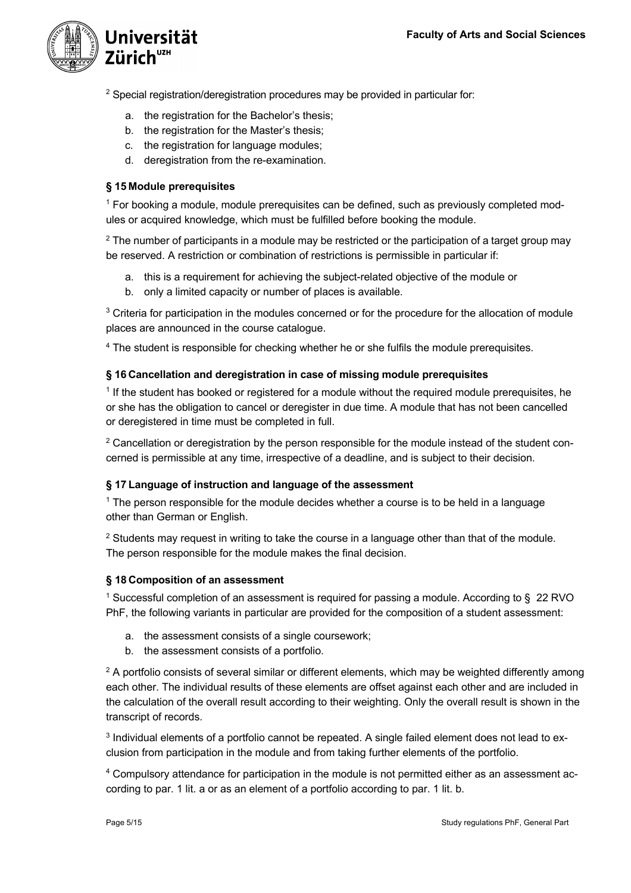[2] Special registration/deregistration procedures may be provided in particular for:

a. the registration for the Bachelor's thesis;
b. the registration for the Master's thesis;
c. the registration for language modules;
d. deregistration from the re-examination.

### § 15 Module prerequisites

[1] For booking a module, module prerequisites can be defined, such as previously completed modules or acquired knowledge, which must be fulfilled before booking the module.

[2] The number of participants in a module may be restricted or the participation of a target group may be reserved. A restriction or combination of restrictions is permissible in particular if:

a. this is a requirement for achieving the subject-related objective of the module or
b. only a limited capacity or number of places is available.

[3] Criteria for participation in the modules concerned or for the procedure for the allocation of module places are announced in the course catalogue.

[4] The student is responsible for checking whether he or she fulfils the module prerequisites.

### § 16 Cancellation and deregistration in case of missing module prerequisites

[1] If the student has booked or registered for a module without the required module prerequisites, he or she has the obligation to cancel or deregister in due time. A module that has not been cancelled or deregistered in time must be completed in full.

[2] Cancellation or deregistration by the person responsible for the module instead of the student concerned is permissible at any time, irrespective of a deadline, and is subject to their decision.

### § 17 Language of instruction and language of the assessment

[1] The person responsible for the module decides whether a course is to be held in a language other than German or English.

[2] Students may request in writing to take the course in a language other than that of the module. The person responsible for the module makes the final decision.

### § 18 Composition of an assessment

[1] Successful completion of an assessment is required for passing a module. According to § 22 RVO PhF, the following variants in particular are provided for the composition of a student assessment:

a. the assessment consists of a single coursework;
b. the assessment consists of a portfolio.

[2] A portfolio consists of several similar or different elements, which may be weighted differently among each other. The individual results of these elements are offset against each other and are included in the calculation of the overall result according to their weighting. Only the overall result is shown in the transcript of records.

[3] Individual elements of a portfolio cannot be repeated. A single failed element does not lead to exclusion from participation in the module and from taking further elements of the portfolio.

[4] Compulsory attendance for participation in the module is not permitted either as an assessment according to par. 1 lit. a or as an element of a portfolio according to par. 1 lit. b.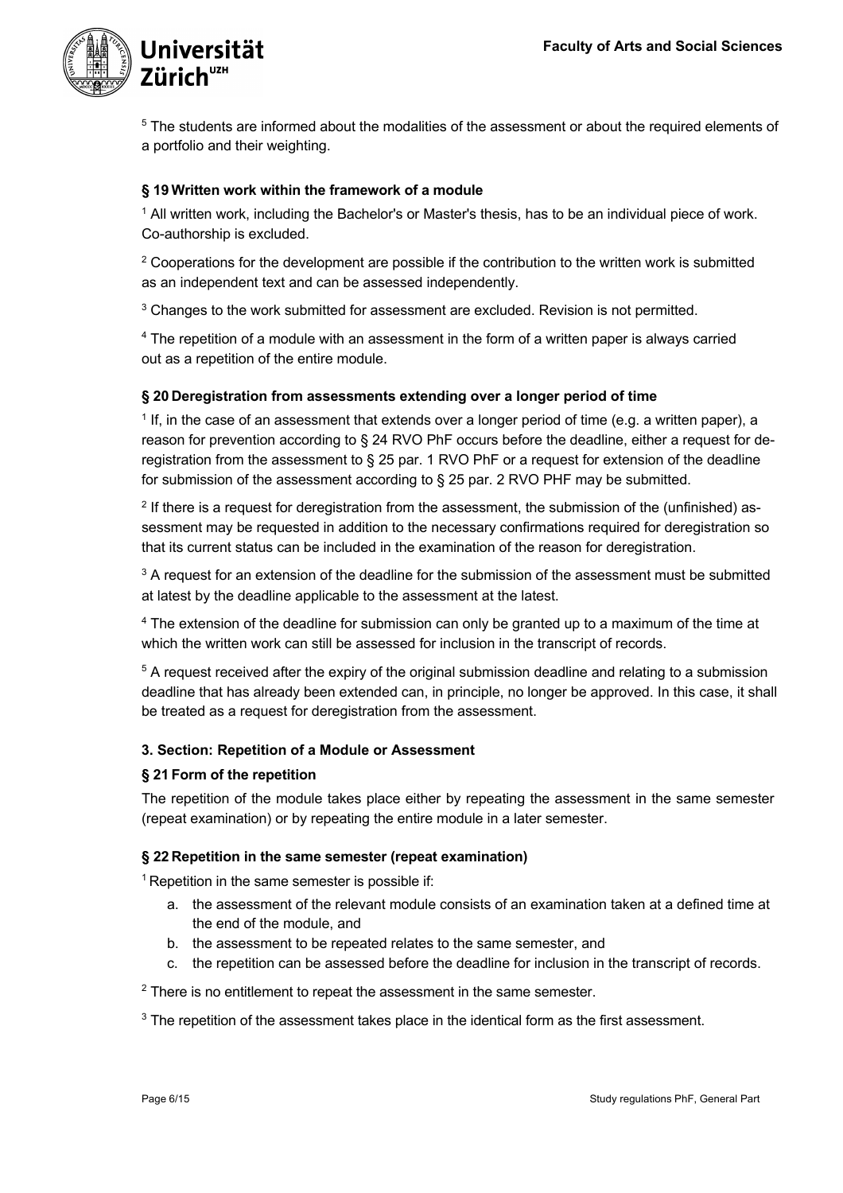[5] The students are informed about the modalities of the assessment or about the required elements of a portfolio and their weighting.

#### § 19 Written work within the framework of a module

[1] All written work, including the Bachelor's or Master's thesis, has to be an individual piece of work. Co-authorship is excluded.

[2] Cooperations for the development are possible if the contribution to the written work is submitted as an independent text and can be assessed independently.

[3] Changes to the work submitted for assessment are excluded. Revision is not permitted.

[4] The repetition of a module with an assessment in the form of a written paper is always carried out as a repetition of the entire module.

#### § 20 Deregistration from assessments extending over a longer period of time

[1] If, in the case of an assessment that extends over a longer period of time (e.g. a written paper), a reason for prevention according to § 24 RVO PhF occurs before the deadline, either a request for deregistration from the assessment to § 25 par. 1 RVO PhF or a request for extension of the deadline for submission of the assessment according to § 25 par. 2 RVO PHF may be submitted.

[2] If there is a request for deregistration from the assessment, the submission of the (unfinished) assessment may be requested in addition to the necessary confirmations required for deregistration so that its current status can be included in the examination of the reason for deregistration.

[3] A request for an extension of the deadline for the submission of the assessment must be submitted at latest by the deadline applicable to the assessment at the latest.

[4] The extension of the deadline for submission can only be granted up to a maximum of the time at which the written work can still be assessed for inclusion in the transcript of records.

[5] A request received after the expiry of the original submission deadline and relating to a submission deadline that has already been extended can, in principle, no longer be approved. In this case, it shall be treated as a request for deregistration from the assessment.

### 3. Section: Repetition of a Module or Assessment

#### § 21 Form of the repetition

The repetition of the module takes place either by repeating the assessment in the same semester (repeat examination) or by repeating the entire module in a later semester.

#### § 22 Repetition in the same semester (repeat examination)

[1] Repetition in the same semester is possible if:

a. the assessment of the relevant module consists of an examination taken at a defined time at the end of the module, and
b. the assessment to be repeated relates to the same semester, and
c. the repetition can be assessed before the deadline for inclusion in the transcript of records.

[2] There is no entitlement to repeat the assessment in the same semester.

[3] The repetition of the assessment takes place in the identical form as the first assessment.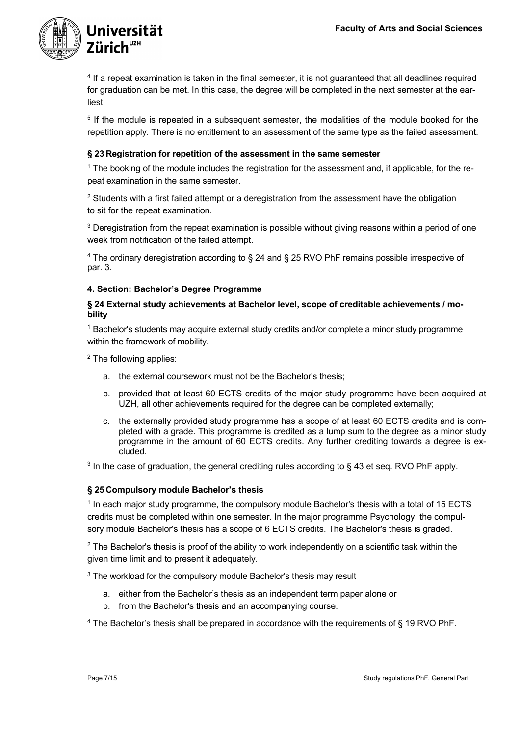[4] If a repeat examination is taken in the final semester, it is not guaranteed that all deadlines required for graduation can be met. In this case, the degree will be completed in the next semester at the earliest.

[5] If the module is repeated in a subsequent semester, the modalities of the module booked for the repetition apply. There is no entitlement to an assessment of the same type as the failed assessment.

### § 23 Registration for repetition of the assessment in the same semester

[1] The booking of the module includes the registration for the assessment and, if applicable, for the repeat examination in the same semester.

[2] Students with a first failed attempt or a deregistration from the assessment have the obligation to sit for the repeat examination.

[3] Deregistration from the repeat examination is possible without giving reasons within a period of one week from notification of the failed attempt.

[4] The ordinary deregistration according to § 24 and § 25 RVO PhF remains possible irrespective of par. 3.

## 4. Section: Bachelor's Degree Programme

### § 24 External study achievements at Bachelor level, scope of creditable achievements / mobility

[1] Bachelor's students may acquire external study credits and/or complete a minor study programme within the framework of mobility.

[2] The following applies:

a. the external coursework must not be the Bachelor's thesis;

b. provided that at least 60 ECTS credits of the major study programme have been acquired at UZH, all other achievements required for the degree can be completed externally;

c. the externally provided study programme has a scope of at least 60 ECTS credits and is completed with a grade. This programme is credited as a lump sum to the degree as a minor study programme in the amount of 60 ECTS credits. Any further crediting towards a degree is excluded.

[3] In the case of graduation, the general crediting rules according to § 43 et seq. RVO PhF apply.

### § 25 Compulsory module Bachelor's thesis

[1] In each major study programme, the compulsory module Bachelor's thesis with a total of 15 ECTS credits must be completed within one semester. In the major programme Psychology, the compulsory module Bachelor's thesis has a scope of 6 ECTS credits. The Bachelor's thesis is graded.

[2] The Bachelor's thesis is proof of the ability to work independently on a scientific task within the given time limit and to present it adequately.

[3] The workload for the compulsory module Bachelor's thesis may result

a. either from the Bachelor's thesis as an independent term paper alone or

b. from the Bachelor's thesis and an accompanying course.

[4] The Bachelor's thesis shall be prepared in accordance with the requirements of § 19 RVO PhF.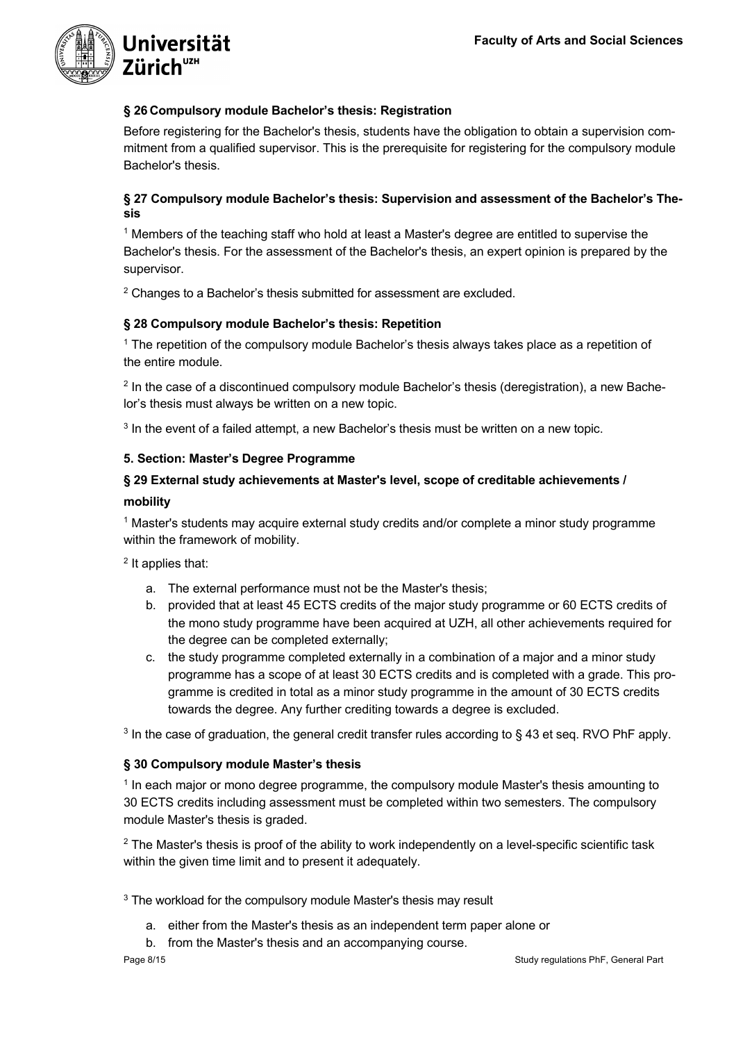### § 26 Compulsory module Bachelor's thesis: Registration

Before registering for the Bachelor's thesis, students have the obligation to obtain a supervision commitment from a qualified supervisor. This is the prerequisite for registering for the compulsory module Bachelor's thesis.

### § 27 Compulsory module Bachelor's thesis: Supervision and assessment of the Bachelor's Thesis

[1] Members of the teaching staff who hold at least a Master's degree are entitled to supervise the Bachelor's thesis. For the assessment of the Bachelor's thesis, an expert opinion is prepared by the supervisor.

[2] Changes to a Bachelor's thesis submitted for assessment are excluded.

### § 28 Compulsory module Bachelor's thesis: Repetition

[1] The repetition of the compulsory module Bachelor's thesis always takes place as a repetition of the entire module.

[2] In the case of a discontinued compulsory module Bachelor's thesis (deregistration), a new Bachelor's thesis must always be written on a new topic.

[3] In the event of a failed attempt, a new Bachelor's thesis must be written on a new topic.

## 5. Section: Master's Degree Programme

### § 29 External study achievements at Master's level, scope of creditable achievements / mobility

[1] Master's students may acquire external study credits and/or complete a minor study programme within the framework of mobility.

[2] It applies that:

a. The external performance must not be the Master's thesis;
b. provided that at least 45 ECTS credits of the major study programme or 60 ECTS credits of the mono study programme have been acquired at UZH, all other achievements required for the degree can be completed externally;
c. the study programme completed externally in a combination of a major and a minor study programme has a scope of at least 30 ECTS credits and is completed with a grade. This programme is credited in total as a minor study programme in the amount of 30 ECTS credits towards the degree. Any further crediting towards a degree is excluded.

[3] In the case of graduation, the general credit transfer rules according to § 43 et seq. RVO PhF apply.

### § 30 Compulsory module Master's thesis

[1] In each major or mono degree programme, the compulsory module Master's thesis amounting to 30 ECTS credits including assessment must be completed within two semesters. The compulsory module Master's thesis is graded.

[2] The Master's thesis is proof of the ability to work independently on a level-specific scientific task within the given time limit and to present it adequately.

[3] The workload for the compulsory module Master's thesis may result

a. either from the Master's thesis as an independent term paper alone or
b. from the Master's thesis and an accompanying course.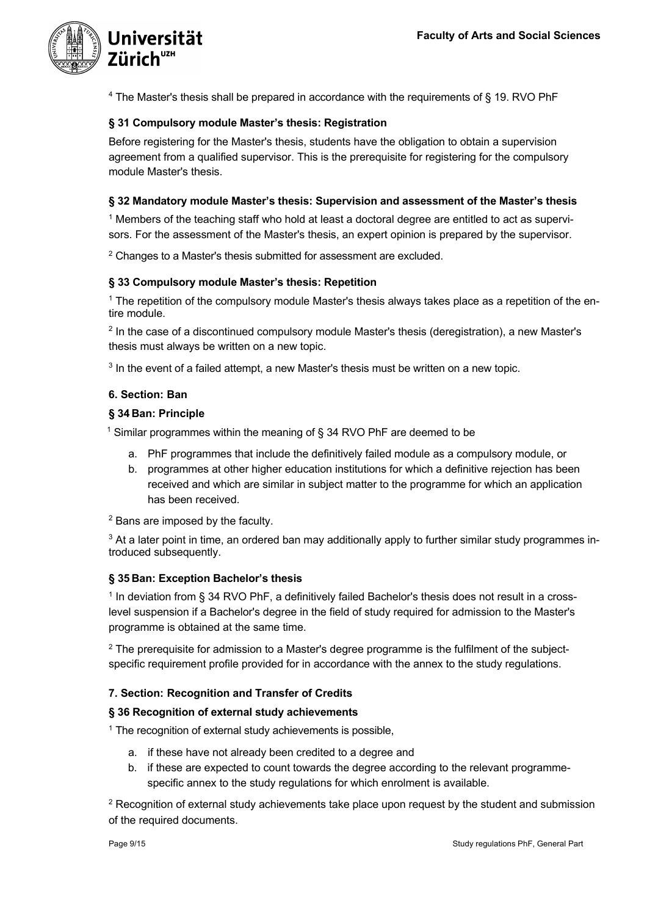[4] The Master's thesis shall be prepared in accordance with the requirements of § 19. RVO PhF

### § 31 Compulsory module Master's thesis: Registration

Before registering for the Master's thesis, students have the obligation to obtain a supervision agreement from a qualified supervisor. This is the prerequisite for registering for the compulsory module Master's thesis.

### § 32 Mandatory module Master's thesis: Supervision and assessment of the Master's thesis

[1] Members of the teaching staff who hold at least a doctoral degree are entitled to act as supervisors. For the assessment of the Master's thesis, an expert opinion is prepared by the supervisor.

[2] Changes to a Master's thesis submitted for assessment are excluded.

### § 33 Compulsory module Master's thesis: Repetition

[1] The repetition of the compulsory module Master's thesis always takes place as a repetition of the entire module.

[2] In the case of a discontinued compulsory module Master's thesis (deregistration), a new Master's thesis must always be written on a new topic.

[3] In the event of a failed attempt, a new Master's thesis must be written on a new topic.

## 6. Section: Ban

### § 34 Ban: Principle

[1] Similar programmes within the meaning of § 34 RVO PhF are deemed to be

a. PhF programmes that include the definitively failed module as a compulsory module, or
b. programmes at other higher education institutions for which a definitive rejection has been received and which are similar in subject matter to the programme for which an application has been received.

[2] Bans are imposed by the faculty.

[3] At a later point in time, an ordered ban may additionally apply to further similar study programmes introduced subsequently.

### § 35 Ban: Exception Bachelor's thesis

[1] In deviation from § 34 RVO PhF, a definitively failed Bachelor's thesis does not result in a cross-level suspension if a Bachelor's degree in the field of study required for admission to the Master's programme is obtained at the same time.

[2] The prerequisite for admission to a Master's degree programme is the fulfilment of the subject-specific requirement profile provided for in accordance with the annex to the study regulations.

## 7. Section: Recognition and Transfer of Credits

### § 36 Recognition of external study achievements

[1] The recognition of external study achievements is possible,

a. if these have not already been credited to a degree and
b. if these are expected to count towards the degree according to the relevant programme-specific annex to the study regulations for which enrolment is available.

[2] Recognition of external study achievements take place upon request by the student and submission of the required documents.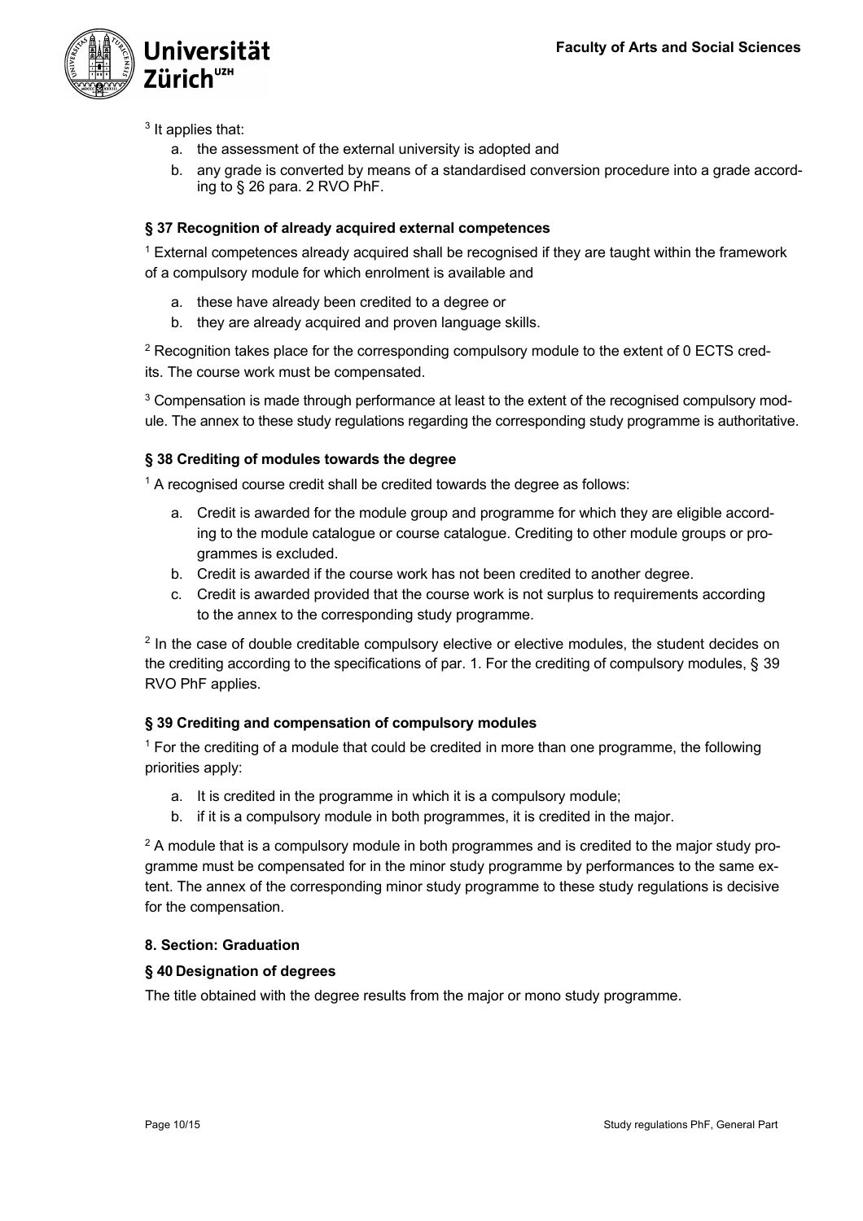[3] It applies that:

a. the assessment of the external university is adopted and
b. any grade is converted by means of a standardised conversion procedure into a grade according to § 26 para. 2 RVO PhF.

### § 37 Recognition of already acquired external competences

[1] External competences already acquired shall be recognised if they are taught within the framework of a compulsory module for which enrolment is available and

a. these have already been credited to a degree or
b. they are already acquired and proven language skills.

[2] Recognition takes place for the corresponding compulsory module to the extent of 0 ECTS credits. The course work must be compensated.

[3] Compensation is made through performance at least to the extent of the recognised compulsory module. The annex to these study regulations regarding the corresponding study programme is authoritative.

### § 38 Crediting of modules towards the degree

[1] A recognised course credit shall be credited towards the degree as follows:

a. Credit is awarded for the module group and programme for which they are eligible according to the module catalogue or course catalogue. Crediting to other module groups or programmes is excluded.
b. Credit is awarded if the course work has not been credited to another degree.
c. Credit is awarded provided that the course work is not surplus to requirements according to the annex to the corresponding study programme.

[2] In the case of double creditable compulsory elective or elective modules, the student decides on the crediting according to the specifications of par. 1. For the crediting of compulsory modules, § 39 RVO PhF applies.

### § 39 Crediting and compensation of compulsory modules

[1] For the crediting of a module that could be credited in more than one programme, the following priorities apply:

a. It is credited in the programme in which it is a compulsory module;
b. if it is a compulsory module in both programmes, it is credited in the major.

[2] A module that is a compulsory module in both programmes and is credited to the major study programme must be compensated for in the minor study programme by performances to the same extent. The annex of the corresponding minor study programme to these study regulations is decisive for the compensation.

## 8. Section: Graduation

### § 40 Designation of degrees

The title obtained with the degree results from the major or mono study programme.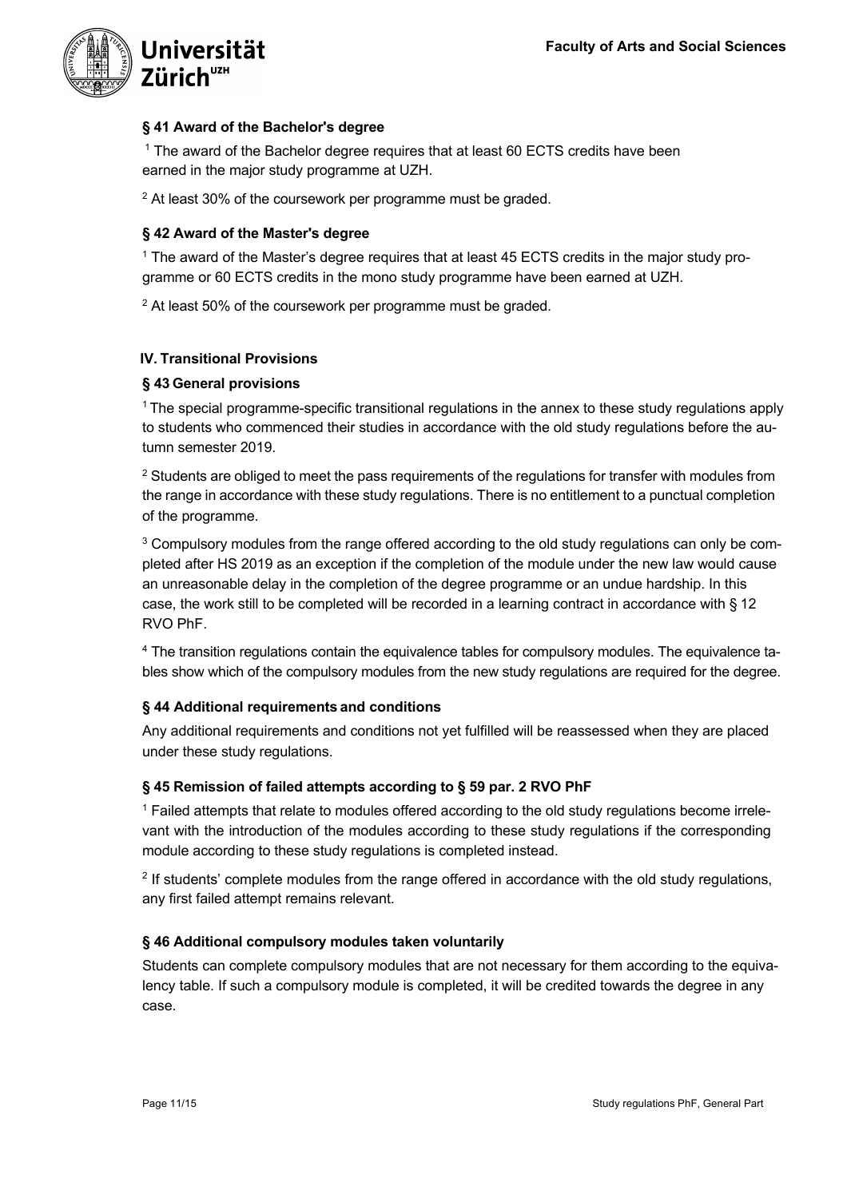### § 41 Award of the Bachelor's degree

[1] The award of the Bachelor degree requires that at least 60 ECTS credits have been earned in the major study programme at UZH.

[2] At least 30% of the coursework per programme must be graded.

### § 42 Award of the Master's degree

[1] The award of the Master's degree requires that at least 45 ECTS credits in the major study programme or 60 ECTS credits in the mono study programme have been earned at UZH.

[2] At least 50% of the coursework per programme must be graded.

## IV. Transitional Provisions

### § 43 General provisions

[1] The special programme-specific transitional regulations in the annex to these study regulations apply to students who commenced their studies in accordance with the old study regulations before the autumn semester 2019.

[2] Students are obliged to meet the pass requirements of the regulations for transfer with modules from the range in accordance with these study regulations. There is no entitlement to a punctual completion of the programme.

[3] Compulsory modules from the range offered according to the old study regulations can only be completed after HS 2019 as an exception if the completion of the module under the new law would cause an unreasonable delay in the completion of the degree programme or an undue hardship. In this case, the work still to be completed will be recorded in a learning contract in accordance with § 12 RVO PhF.

[4] The transition regulations contain the equivalence tables for compulsory modules. The equivalence tables show which of the compulsory modules from the new study regulations are required for the degree.

### § 44 Additional requirements and conditions

Any additional requirements and conditions not yet fulfilled will be reassessed when they are placed under these study regulations.

### § 45 Remission of failed attempts according to § 59 par. 2 RVO PhF

[1] Failed attempts that relate to modules offered according to the old study regulations become irrelevant with the introduction of the modules according to these study regulations if the corresponding module according to these study regulations is completed instead.

[2] If students' complete modules from the range offered in accordance with the old study regulations, any first failed attempt remains relevant.

### § 46 Additional compulsory modules taken voluntarily

Students can complete compulsory modules that are not necessary for them according to the equivalency table. If such a compulsory module is completed, it will be credited towards the degree in any case.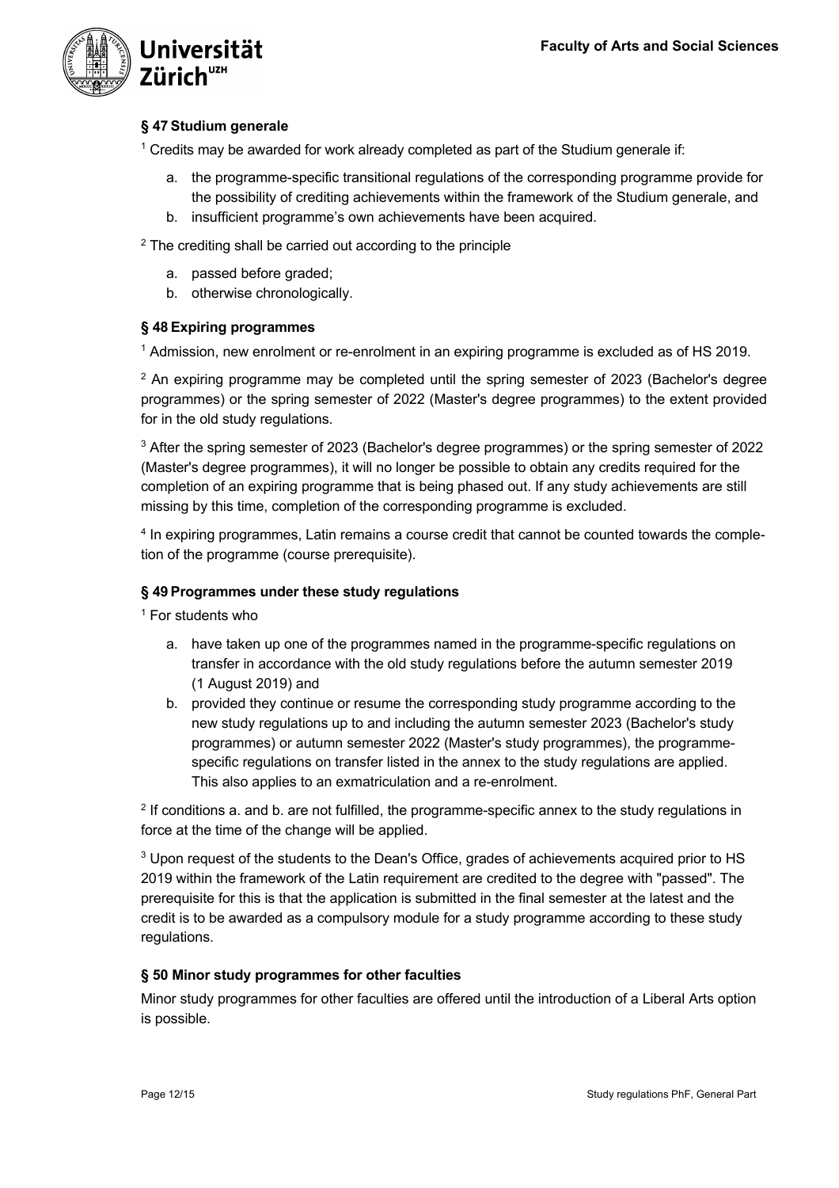### § 47 Studium generale

[1] Credits may be awarded for work already completed as part of the Studium generale if:

a. the programme-specific transitional regulations of the corresponding programme provide for the possibility of crediting achievements within the framework of the Studium generale, and
b. insufficient programme's own achievements have been acquired.

[2] The crediting shall be carried out according to the principle

a. passed before graded;
b. otherwise chronologically.

### § 48 Expiring programmes

[1] Admission, new enrolment or re-enrolment in an expiring programme is excluded as of HS 2019.

[2] An expiring programme may be completed until the spring semester of 2023 (Bachelor's degree programmes) or the spring semester of 2022 (Master's degree programmes) to the extent provided for in the old study regulations.

[3] After the spring semester of 2023 (Bachelor's degree programmes) or the spring semester of 2022 (Master's degree programmes), it will no longer be possible to obtain any credits required for the completion of an expiring programme that is being phased out. If any study achievements are still missing by this time, completion of the corresponding programme is excluded.

[4] In expiring programmes, Latin remains a course credit that cannot be counted towards the completion of the programme (course prerequisite).

### § 49 Programmes under these study regulations

[1] For students who

a. have taken up one of the programmes named in the programme-specific regulations on transfer in accordance with the old study regulations before the autumn semester 2019 (1 August 2019) and
b. provided they continue or resume the corresponding study programme according to the new study regulations up to and including the autumn semester 2023 (Bachelor's study programmes) or autumn semester 2022 (Master's study programmes), the programme-specific regulations on transfer listed in the annex to the study regulations are applied. This also applies to an exmatriculation and a re-enrolment.

[2] If conditions a. and b. are not fulfilled, the programme-specific annex to the study regulations in force at the time of the change will be applied.

[3] Upon request of the students to the Dean's Office, grades of achievements acquired prior to HS 2019 within the framework of the Latin requirement are credited to the degree with "passed". The prerequisite for this is that the application is submitted in the final semester at the latest and the credit is to be awarded as a compulsory module for a study programme according to these study regulations.

### § 50 Minor study programmes for other faculties

Minor study programmes for other faculties are offered until the introduction of a Liberal Arts option is possible.